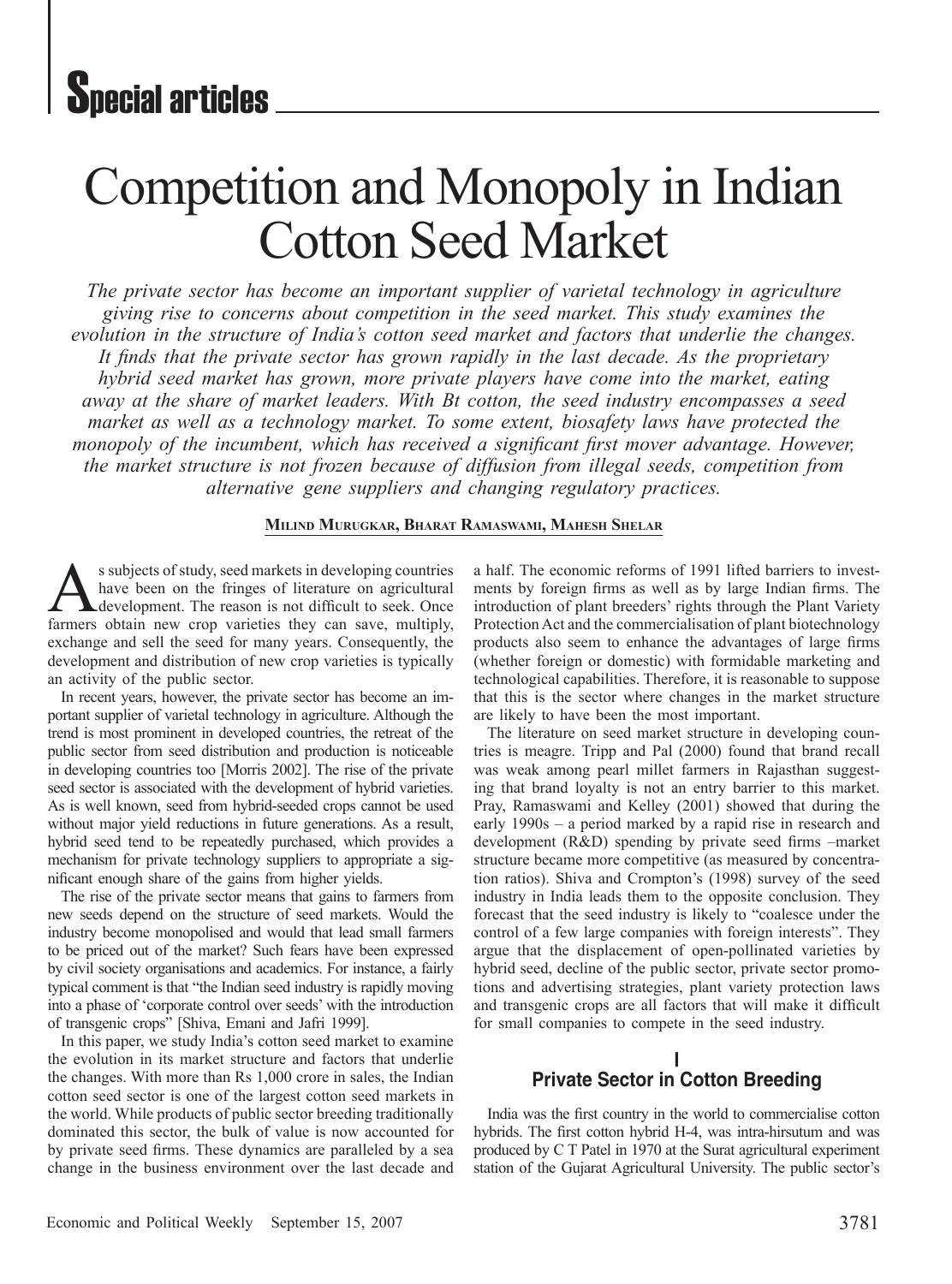# Special articles

# Competition and Monopoly in Indian Cotton Seed Market

*The private sector has become an important supplier of varietal technology in agriculture giving rise to concerns about competition in the seed market. This study examines the evolution in the structure of India's cotton seed market and factors that underlie the changes. It finds that the private sector has grown rapidly in the last decade. As the proprietary hybrid seed market has grown, more private players have come into the market, eating away at the share of market leaders. With Bt cotton, the seed industry encompasses a seed market as well as a technology market. To some extent, biosafety laws have protected the monopoly of the incumbent, which has received a significant first mover advantage. However, the market structure is not frozen because of diffusion from illegal seeds, competition from alternative gene suppliers and changing regulatory practices.*

**Milind Murugkar, Bharat Ramaswami, Mahesh Shelar**

As subjects of study, seed markets in developing countries have been on the fringes of literature on agricultural development. The reason is not difficult to seek. Once farmers obtain new crop varieties they can save, multiply, exchange and sell the seed for many years. Consequently, the development and distribution of new crop varieties is typically an activity of the public sector.

In recent years, however, the private sector has become an important supplier of varietal technology in agriculture. Although the trend is most prominent in developed countries, the retreat of the public sector from seed distribution and production is noticeable in developing countries too [Morris 2002]. The rise of the private seed sector is associated with the development of hybrid varieties. As is well known, seed from hybrid-seeded crops cannot be used without major yield reductions in future generations. As a result, hybrid seed tend to be repeatedly purchased, which provides a mechanism for private technology suppliers to appropriate a significant enough share of the gains from higher yields.

The rise of the private sector means that gains to farmers from new seeds depend on the structure of seed markets. Would the industry become monopolised and would that lead small farmers to be priced out of the market? Such fears have been expressed by civil society organisations and academics. For instance, a fairly typical comment is that "the Indian seed industry is rapidly moving into a phase of 'corporate control over seeds' with the introduction of transgenic crops" [Shiva, Emani and Jafri 1999].

In this paper, we study India's cotton seed market to examine the evolution in its market structure and factors that underlie the changes. With more than Rs 1,000 crore in sales, the Indian cotton seed sector is one of the largest cotton seed markets in the world. While products of public sector breeding traditionally dominated this sector, the bulk of value is now accounted for by private seed firms. These dynamics are paralleled by a sea change in the business environment over the last decade and a half. The economic reforms of 1991 lifted barriers to investments by foreign firms as well as by large Indian firms. The introduction of plant breeders' rights through the Plant Variety Protection Act and the commercialisation of plant biotechnology products also seem to enhance the advantages of large firms (whether foreign or domestic) with formidable marketing and technological capabilities. Therefore, it is reasonable to suppose that this is the sector where changes in the market structure are likely to have been the most important.

The literature on seed market structure in developing countries is meagre. Tripp and Pal (2000) found that brand recall was weak among pearl millet farmers in Rajasthan suggesting that brand loyalty is not an entry barrier to this market. Pray, Ramaswami and Kelley (2001) showed that during the early 1990s – a period marked by a rapid rise in research and development (R&D) spending by private seed firms –market structure became more competitive (as measured by concentration ratios). Shiva and Crompton's (1998) survey of the seed industry in India leads them to the opposite conclusion. They forecast that the seed industry is likely to "coalesce under the control of a few large companies with foreign interests". They argue that the displacement of open-pollinated varieties by hybrid seed, decline of the public sector, private sector promotions and advertising strategies, plant variety protection laws and transgenic crops are all factors that will make it difficult for small companies to compete in the seed industry.

## I Private Sector in Cotton Breeding

India was the first country in the world to commercialise cotton hybrids. The first cotton hybrid H-4, was intra-hirsutum and was produced by C T Patel in 1970 at the Surat agricultural experiment station of the Gujarat Agricultural University. The public sector's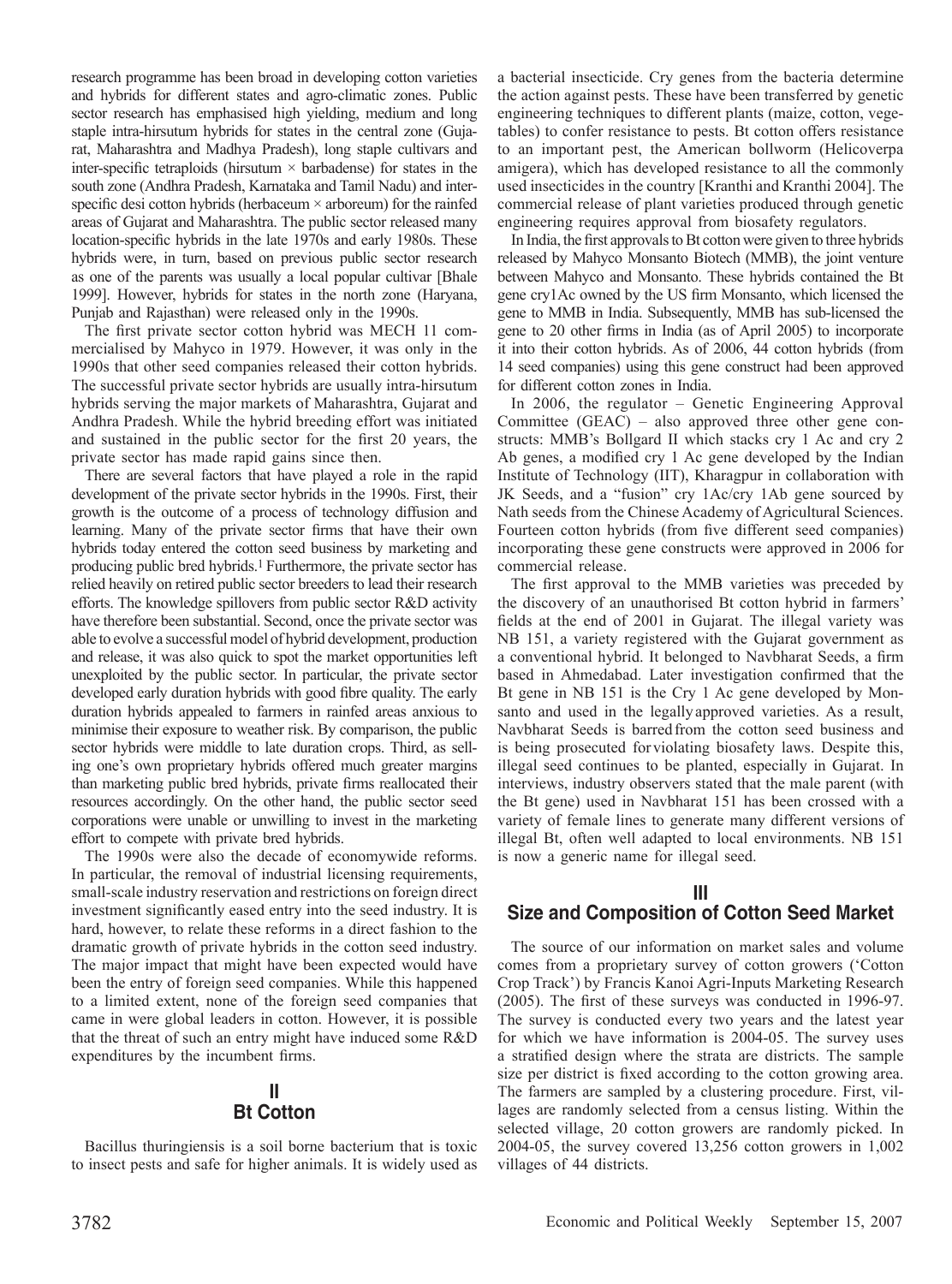research programme has been broad in developing cotton varieties and hybrids for different states and agro-climatic zones. Public sector research has emphasised high yielding, medium and long staple intra-hirsutum hybrids for states in the central zone (Gujarat, Maharashtra and Madhya Pradesh), long staple cultivars and inter-specific tetraploids (hirsutum × barbadense) for states in the south zone (Andhra Pradesh, Karnataka and Tamil Nadu) and inter-specific desi cotton hybrids (herbaceum × arboreum) for the rainfed areas of Gujarat and Maharashtra. The public sector released many location-specific hybrids in the late 1970s and early 1980s. These hybrids were, in turn, based on previous public sector research as one of the parents was usually a local popular cultivar [Bhale 1999]. However, hybrids for states in the north zone (Haryana, Punjab and Rajasthan) were released only in the 1990s.

The first private sector cotton hybrid was MECH 11 commercialised by Mahyco in 1979. However, it was only in the 1990s that other seed companies released their cotton hybrids. The successful private sector hybrids are usually intra-hirsutum hybrids serving the major markets of Maharashtra, Gujarat and Andhra Pradesh. While the hybrid breeding effort was initiated and sustained in the public sector for the first 20 years, the private sector has made rapid gains since then.

There are several factors that have played a role in the rapid development of the private sector hybrids in the 1990s. First, their growth is the outcome of a process of technology diffusion and learning. Many of the private sector firms that have their own hybrids today entered the cotton seed business by marketing and producing public bred hybrids.[1] Furthermore, the private sector has relied heavily on retired public sector breeders to lead their research efforts. The knowledge spillovers from public sector R&D activity have therefore been substantial. Second, once the private sector was able to evolve a successful model of hybrid development, production and release, it was also quick to spot the market opportunities left unexploited by the public sector. In particular, the private sector developed early duration hybrids with good fibre quality. The early duration hybrids appealed to farmers in rainfed areas anxious to minimise their exposure to weather risk. By comparison, the public sector hybrids were middle to late duration crops. Third, as selling one's own proprietary hybrids offered much greater margins than marketing public bred hybrids, private firms reallocated their resources accordingly. On the other hand, the public sector seed corporations were unable or unwilling to invest in the marketing effort to compete with private bred hybrids.

The 1990s were also the decade of economywide reforms. In particular, the removal of industrial licensing requirements, small-scale industry reservation and restrictions on foreign direct investment significantly eased entry into the seed industry. It is hard, however, to relate these reforms in a direct fashion to the dramatic growth of private hybrids in the cotton seed industry. The major impact that might have been expected would have been the entry of foreign seed companies. While this happened to a limited extent, none of the foreign seed companies that came in were global leaders in cotton. However, it is possible that the threat of such an entry might have induced some R&D expenditures by the incumbent firms.

## II
## Bt Cotton

Bacillus thuringiensis is a soil borne bacterium that is toxic to insect pests and safe for higher animals. It is widely used as a bacterial insecticide. Cry genes from the bacteria determine the action against pests. These have been transferred by genetic engineering techniques to different plants (maize, cotton, vegetables) to confer resistance to pests. Bt cotton offers resistance to an important pest, the American bollworm (Helicoverpa amigera), which has developed resistance to all the commonly used insecticides in the country [Kranthi and Kranthi 2004]. The commercial release of plant varieties produced through genetic engineering requires approval from biosafety regulators.

In India, the first approvals to Bt cotton were given to three hybrids released by Mahyco Monsanto Biotech (MMB), the joint venture between Mahyco and Monsanto. These hybrids contained the Bt gene cry1Ac owned by the US firm Monsanto, which licensed the gene to MMB in India. Subsequently, MMB has sub-licensed the gene to 20 other firms in India (as of April 2005) to incorporate it into their cotton hybrids. As of 2006, 44 cotton hybrids (from 14 seed companies) using this gene construct had been approved for different cotton zones in India.

In 2006, the regulator – Genetic Engineering Approval Committee (GEAC) – also approved three other gene constructs: MMB's Bollgard II which stacks cry 1 Ac and cry 2 Ab genes, a modified cry 1 Ac gene developed by the Indian Institute of Technology (IIT), Kharagpur in collaboration with JK Seeds, and a "fusion" cry 1Ac/cry 1Ab gene sourced by Nath seeds from the Chinese Academy of Agricultural Sciences. Fourteen cotton hybrids (from five different seed companies) incorporating these gene constructs were approved in 2006 for commercial release.

The first approval to the MMB varieties was preceded by the discovery of an unauthorised Bt cotton hybrid in farmers' fields at the end of 2001 in Gujarat. The illegal variety was NB 151, a variety registered with the Gujarat government as a conventional hybrid. It belonged to Navbharat Seeds, a firm based in Ahmedabad. Later investigation confirmed that the Bt gene in NB 151 is the Cry 1 Ac gene developed by Monsanto and used in the legally approved varieties. As a result, Navbharat Seeds is barred from the cotton seed business and is being prosecuted for violating biosafety laws. Despite this, illegal seed continues to be planted, especially in Gujarat. In interviews, industry observers stated that the male parent (with the Bt gene) used in Navbharat 151 has been crossed with a variety of female lines to generate many different versions of illegal Bt, often well adapted to local environments. NB 151 is now a generic name for illegal seed.

## III
## Size and Composition of Cotton Seed Market

The source of our information on market sales and volume comes from a proprietary survey of cotton growers ('Cotton Crop Track') by Francis Kanoi Agri-Inputs Marketing Research (2005). The first of these surveys was conducted in 1996-97. The survey is conducted every two years and the latest year for which we have information is 2004-05. The survey uses a stratified design where the strata are districts. The sample size per district is fixed according to the cotton growing area. The farmers are sampled by a clustering procedure. First, villages are randomly selected from a census listing. Within the selected village, 20 cotton growers are randomly picked. In 2004-05, the survey covered 13,256 cotton growers in 1,002 villages of 44 districts.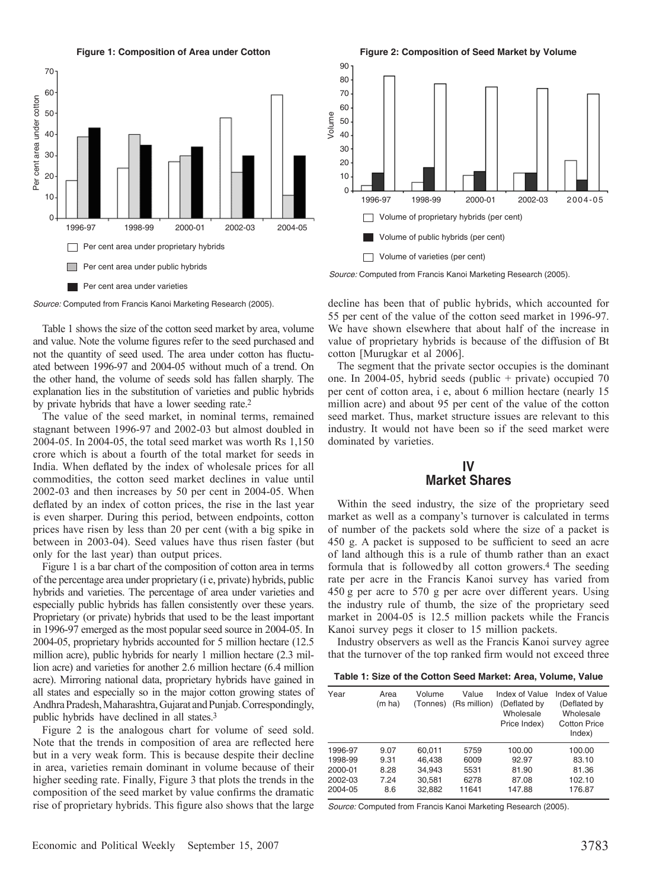**Figure 1: Composition of Area under Cotton**

Per cent area under proprietary hybrids

Per cent area under public hybrids

Per cent area under varieties

*Source:* Computed from Francis Kanoi Marketing Research (2005).

**Figure 2: Composition of Seed Market by Volume**

Volume of proprietary hybrids (per cent)

Volume of public hybrids (per cent)

Volume of varieties (per cent)

*Source:* Computed from Francis Kanoi Marketing Research (2005).

Table 1 shows the size of the cotton seed market by area, volume and value. Note the volume figures refer to the seed purchased and not the quantity of seed used. The area under cotton has fluctuated between 1996-97 and 2004-05 without much of a trend. On the other hand, the volume of seeds sold has fallen sharply. The explanation lies in the substitution of varieties and public hybrids by private hybrids that have a lower seeding rate.[2]

The value of the seed market, in nominal terms, remained stagnant between 1996-97 and 2002-03 but almost doubled in 2004-05. In 2004-05, the total seed market was worth Rs 1,150 crore which is about a fourth of the total market for seeds in India. When deflated by the index of wholesale prices for all commodities, the cotton seed market declines in value until 2002-03 and then increases by 50 per cent in 2004-05. When deflated by an index of cotton prices, the rise in the last year is even sharper. During this period, between endpoints, cotton prices have risen by less than 20 per cent (with a big spike in between in 2003-04). Seed values have thus risen faster (but only for the last year) than output prices.

Figure 1 is a bar chart of the composition of cotton area in terms of the percentage area under proprietary (i e, private) hybrids, public hybrids and varieties. The percentage of area under varieties and especially public hybrids has fallen consistently over these years. Proprietary (or private) hybrids that used to be the least important in 1996-97 emerged as the most popular seed source in 2004-05. In 2004-05, proprietary hybrids accounted for 5 million hectare (12.5 million acre), public hybrids for nearly 1 million hectare (2.3 million acre) and varieties for another 2.6 million hectare (6.4 million acre). Mirroring national data, proprietary hybrids have gained in all states and especially so in the major cotton growing states of Andhra Pradesh, Maharashtra, Gujarat and Punjab. Correspondingly, public hybrids have declined in all states.[3]

Figure 2 is the analogous chart for volume of seed sold. Note that the trends in composition of area are reflected here but in a very weak form. This is because despite their decline in area, varieties remain dominant in volume because of their higher seeding rate. Finally, Figure 3 that plots the trends in the composition of the seed market by value confirms the dramatic rise of proprietary hybrids. This figure also shows that the large decline has been that of public hybrids, which accounted for 55 per cent of the value of the cotton seed market in 1996-97. We have shown elsewhere that about half of the increase in value of proprietary hybrids is because of the diffusion of Bt cotton [Murugkar et al 2006].

The segment that the private sector occupies is the dominant one. In 2004-05, hybrid seeds (public + private) occupied 70 per cent of cotton area, i e, about 6 million hectare (nearly 15 million acre) and about 95 per cent of the value of the cotton seed market. Thus, market structure issues are relevant to this industry. It would not have been so if the seed market were dominated by varieties.

## IV Market Shares

Within the seed industry, the size of the proprietary seed market as well as a company's turnover is calculated in terms of number of the packets sold where the size of a packet is 450 g. A packet is supposed to be sufficient to seed an acre of land although this is a rule of thumb rather than an exact formula that is followed by all cotton growers.[4] The seeding rate per acre in the Francis Kanoi survey has varied from 450 g per acre to 570 g per acre over different years. Using the industry rule of thumb, the size of the proprietary seed market in 2004-05 is 12.5 million packets while the Francis Kanoi survey pegs it closer to 15 million packets.

Industry observers as well as the Francis Kanoi survey agree that the turnover of the top ranked firm would not exceed three

**Table 1: Size of the Cotton Seed Market: Area, Volume, Value**

| Year | Area (m ha) | Volume (Tonnes) | Value (Rs million) | Index of Value (Deflated by Wholesale Price Index) | Index of Value (Deflated by Wholesale Cotton Price Index) |
|---|---|---|---|---|---|
| 1996-97 | 9.07 | 60,011 | 5759 | 100.00 | 100.00 |
| 1998-99 | 9.31 | 46,438 | 6009 | 92.97 | 83.10 |
| 2000-01 | 8.28 | 34,943 | 5531 | 81.90 | 81.36 |
| 2002-03 | 7.24 | 30,581 | 6278 | 87.08 | 102.10 |
| 2004-05 | 8.6 | 32,882 | 11641 | 147.88 | 176.87 |

*Source:* Computed from Francis Kanoi Marketing Research (2005).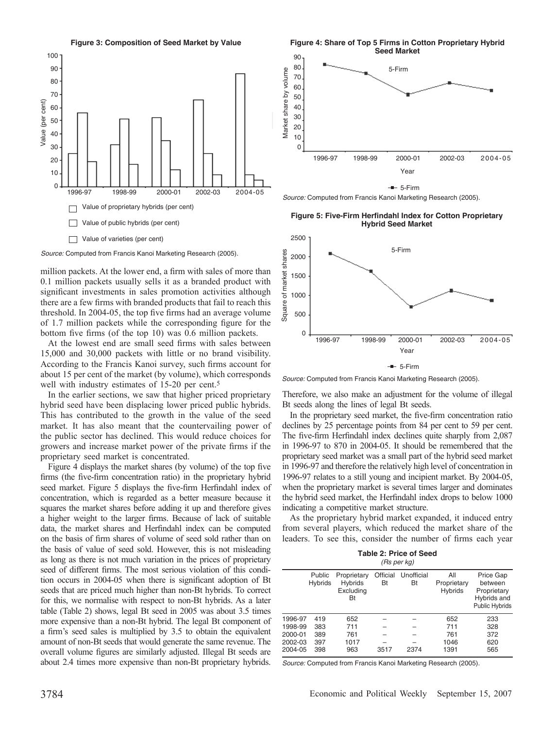**Figure 3: Composition of Seed Market by Value**

Value of proprietary hybrids (per cent)

Value of public hybrids (per cent)

Value of varieties (per cent)

*Source:* Computed from Francis Kanoi Marketing Research (2005).

million packets. At the lower end, a firm with sales of more than 0.1 million packets usually sells it as a branded product with significant investments in sales promotion activities although there are a few firms with branded products that fail to reach this threshold. In 2004-05, the top five firms had an average volume of 1.7 million packets while the corresponding figure for the bottom five firms (of the top 10) was 0.6 million packets.

At the lowest end are small seed firms with sales between 15,000 and 30,000 packets with little or no brand visibility. According to the Francis Kanoi survey, such firms account for about 15 per cent of the market (by volume), which corresponds well with industry estimates of 15-20 per cent.[5]

In the earlier sections, we saw that higher priced proprietary hybrid seed have been displacing lower priced public hybrids. This has contributed to the growth in the value of the seed market. It has also meant that the countervailing power of the public sector has declined. This would reduce choices for growers and increase market power of the private firms if the proprietary seed market is concentrated.

Figure 4 displays the market shares (by volume) of the top five firms (the five-firm concentration ratio) in the proprietary hybrid seed market. Figure 5 displays the five-firm Herfindahl index of concentration, which is regarded as a better measure because it squares the market shares before adding it up and therefore gives a higher weight to the larger firms. Because of lack of suitable data, the market shares and Herfindahl index can be computed on the basis of firm shares of volume of seed sold rather than on the basis of value of seed sold. However, this is not misleading as long as there is not much variation in the prices of proprietary seed of different firms. The most serious violation of this condition occurs in 2004-05 when there is significant adoption of Bt seeds that are priced much higher than non-Bt hybrids. To correct for this, we normalise with respect to non-Bt hybrids. As a later table (Table 2) shows, legal Bt seed in 2005 was about 3.5 times more expensive than a non-Bt hybrid. The legal Bt component of a firm's seed sales is multiplied by 3.5 to obtain the equivalent amount of non-Bt seeds that would generate the same revenue. The overall volume figures are similarly adjusted. Illegal Bt seeds are about 2.4 times more expensive than non-Bt proprietary hybrids.

**Figure 4: Share of Top 5 Firms in Cotton Proprietary Hybrid Seed Market**

*Source:* Computed from Francis Kanoi Marketing Research (2005).

**Figure 5: Five-Firm Herfindahl Index for Cotton Proprietary Hybrid Seed Market**

*Source:* Computed from Francis Kanoi Marketing Research (2005).

Therefore, we also make an adjustment for the volume of illegal Bt seeds along the lines of legal Bt seeds.

In the proprietary seed market, the five-firm concentration ratio declines by 25 percentage points from 84 per cent to 59 per cent. The five-firm Herfindahl index declines quite sharply from 2,087 in 1996-97 to 870 in 2004-05. It should be remembered that the proprietary seed market was a small part of the hybrid seed market in 1996-97 and therefore the relatively high level of concentration in 1996-97 relates to a still young and incipient market. By 2004-05, when the proprietary market is several times larger and dominates the hybrid seed market, the Herfindahl index drops to below 1000 indicating a competitive market structure.

As the proprietary hybrid market expanded, it induced entry from several players, which reduced the market share of the leaders. To see this, consider the number of firms each year

**Table 2: Price of Seed**
*(Rs per kg)*

| | Public Hybrids | Proprietary Hybrids Excluding Bt | Official Bt | Unofficial Bt | All Proprietary Hybrids | Price Gap between Proprietary Hybrids and Public Hybrids |
|---|---|---|---|---|---|---|
| 1996-97 | 419 | 652 | – | – | 652 | 233 |
| 1998-99 | 383 | 711 | – | – | 711 | 328 |
| 2000-01 | 389 | 761 | – | – | 761 | 372 |
| 2002-03 | 397 | 1017 | – | – | 1046 | 620 |
| 2004-05 | 398 | 963 | 3517 | 2374 | 1391 | 565 |

*Source:* Computed from Francis Kanoi Marketing Research (2005).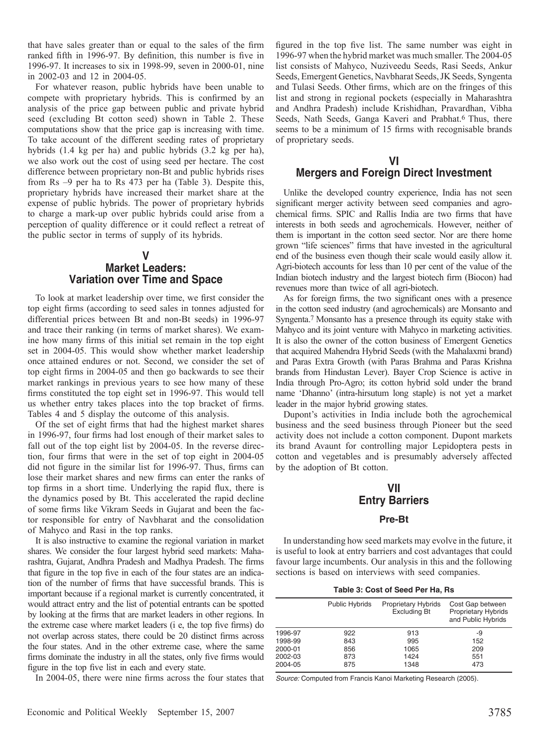that have sales greater than or equal to the sales of the firm ranked fifth in 1996-97. By definition, this number is five in 1996-97. It increases to six in 1998-99, seven in 2000-01, nine in 2002-03 and 12 in 2004-05.

For whatever reason, public hybrids have been unable to compete with proprietary hybrids. This is confirmed by an analysis of the price gap between public and private hybrid seed (excluding Bt cotton seed) shown in Table 2. These computations show that the price gap is increasing with time. To take account of the different seeding rates of proprietary hybrids (1.4 kg per ha) and public hybrids (3.2 kg per ha), we also work out the cost of using seed per hectare. The cost difference between proprietary non-Bt and public hybrids rises from Rs –9 per ha to Rs 473 per ha (Table 3). Despite this, proprietary hybrids have increased their market share at the expense of public hybrids. The power of proprietary hybrids to charge a mark-up over public hybrids could arise from a perception of quality difference or it could reflect a retreat of the public sector in terms of supply of its hybrids.

## V
## Market Leaders: Variation over Time and Space

To look at market leadership over time, we first consider the top eight firms (according to seed sales in tonnes adjusted for differential prices between Bt and non-Bt seeds) in 1996-97 and trace their ranking (in terms of market shares). We examine how many firms of this initial set remain in the top eight set in 2004-05. This would show whether market leadership once attained endures or not. Second, we consider the set of top eight firms in 2004-05 and then go backwards to see their market rankings in previous years to see how many of these firms constituted the top eight set in 1996-97. This would tell us whether entry takes places into the top bracket of firms. Tables 4 and 5 display the outcome of this analysis.

Of the set of eight firms that had the highest market shares in 1996-97, four firms had lost enough of their market sales to fall out of the top eight list by 2004-05. In the reverse direction, four firms that were in the set of top eight in 2004-05 did not figure in the similar list for 1996-97. Thus, firms can lose their market shares and new firms can enter the ranks of top firms in a short time. Underlying the rapid flux, there is the dynamics posed by Bt. This accelerated the rapid decline of some firms like Vikram Seeds in Gujarat and been the factor responsible for entry of Navbharat and the consolidation of Mahyco and Rasi in the top ranks.

It is also instructive to examine the regional variation in market shares. We consider the four largest hybrid seed markets: Maharashtra, Gujarat, Andhra Pradesh and Madhya Pradesh. The firms that figure in the top five in each of the four states are an indication of the number of firms that have successful brands. This is important because if a regional market is currently concentrated, it would attract entry and the list of potential entrants can be spotted by looking at the firms that are market leaders in other regions. In the extreme case where market leaders (i e, the top five firms) do not overlap across states, there could be 20 distinct firms across the four states. And in the other extreme case, where the same firms dominate the industry in all the states, only five firms would figure in the top five list in each and every state.

In 2004-05, there were nine firms across the four states that figured in the top five list. The same number was eight in 1996-97 when the hybrid market was much smaller. The 2004-05 list consists of Mahyco, Nuziveedu Seeds, Rasi Seeds, Ankur Seeds, Emergent Genetics, Navbharat Seeds, JK Seeds, Syngenta and Tulasi Seeds. Other firms, which are on the fringes of this list and strong in regional pockets (especially in Maharashtra and Andhra Pradesh) include Krishidhan, Pravardhan, Vibha Seeds, Nath Seeds, Ganga Kaveri and Prabhat.[6] Thus, there seems to be a minimum of 15 firms with recognisable brands of proprietary seeds.

## VI
## Mergers and Foreign Direct Investment

Unlike the developed country experience, India has not seen significant merger activity between seed companies and agrochemical firms. SPIC and Rallis India are two firms that have interests in both seeds and agrochemicals. However, neither of them is important in the cotton seed sector. Nor are there home grown "life sciences" firms that have invested in the agricultural end of the business even though their scale would easily allow it. Agri-biotech accounts for less than 10 per cent of the value of the Indian biotech industry and the largest biotech firm (Biocon) had revenues more than twice of all agri-biotech.

As for foreign firms, the two significant ones with a presence in the cotton seed industry (and agrochemicals) are Monsanto and Syngenta.[7] Monsanto has a presence through its equity stake with Mahyco and its joint venture with Mahyco in marketing activities. It is also the owner of the cotton business of Emergent Genetics that acquired Mahendra Hybrid Seeds (with the Mahalaxmi brand) and Paras Extra Growth (with Paras Brahma and Paras Krishna brands from Hindustan Lever). Bayer Crop Science is active in India through Pro-Agro; its cotton hybrid sold under the brand name 'Dhanno' (intra-hirsutum long staple) is not yet a market leader in the major hybrid growing states.

Dupont's activities in India include both the agrochemical business and the seed business through Pioneer but the seed activity does not include a cotton component. Dupont markets its brand Avaunt for controlling major Lepidoptera pests in cotton and vegetables and is presumably adversely affected by the adoption of Bt cotton.

## VII
## Entry Barriers

### Pre-Bt

In understanding how seed markets may evolve in the future, it is useful to look at entry barriers and cost advantages that could favour large incumbents. Our analysis in this and the following sections is based on interviews with seed companies.

**Table 3: Cost of Seed Per Ha, Rs**

| | Public Hybrids | Proprietary Hybrids Excluding Bt | Cost Gap between Proprietary Hybrids and Public Hybrids |
|---|---|---|---|
| 1996-97 | 922 | 913 | -9 |
| 1998-99 | 843 | 995 | 152 |
| 2000-01 | 856 | 1065 | 209 |
| 2002-03 | 873 | 1424 | 551 |
| 2004-05 | 875 | 1348 | 473 |

*Source:* Computed from Francis Kanoi Marketing Research (2005).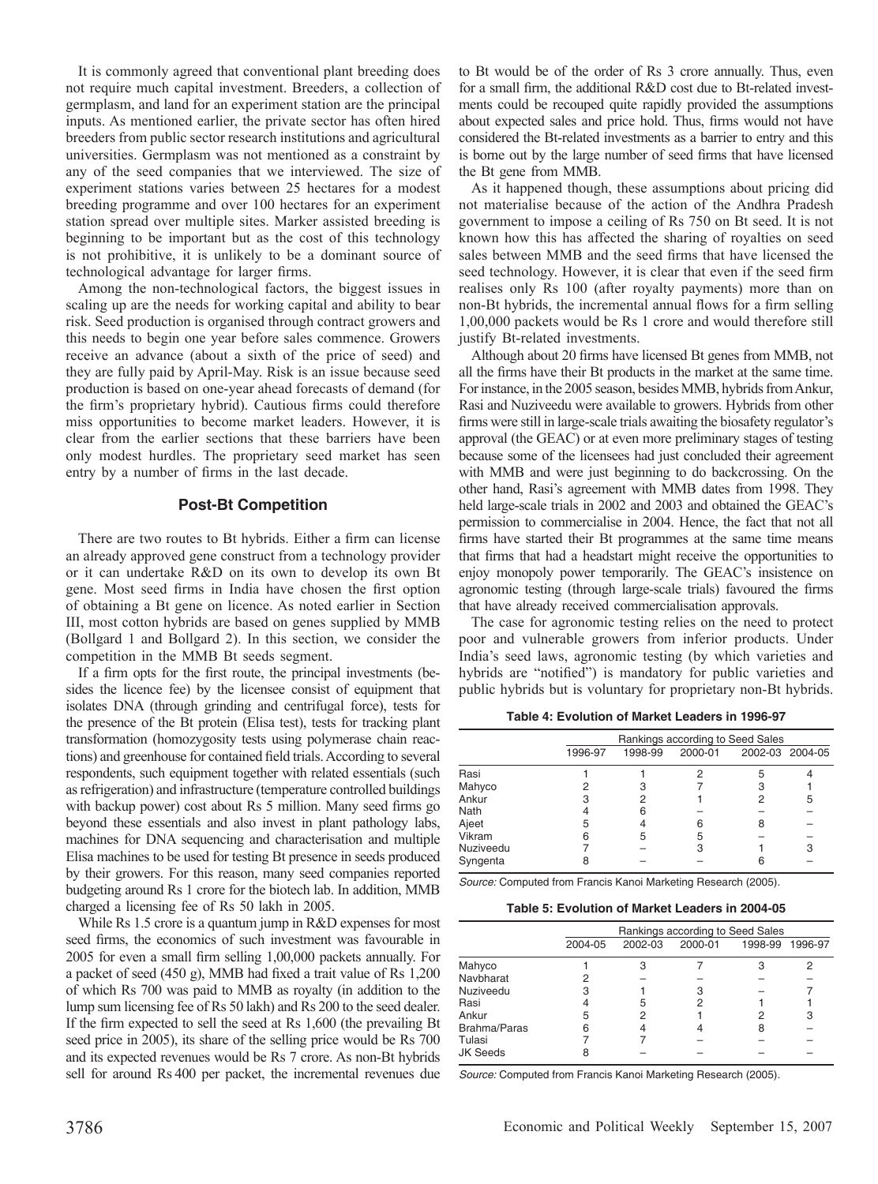It is commonly agreed that conventional plant breeding does not require much capital investment. Breeders, a collection of germplasm, and land for an experiment station are the principal inputs. As mentioned earlier, the private sector has often hired breeders from public sector research institutions and agricultural universities. Germplasm was not mentioned as a constraint by any of the seed companies that we interviewed. The size of experiment stations varies between 25 hectares for a modest breeding programme and over 100 hectares for an experiment station spread over multiple sites. Marker assisted breeding is beginning to be important but as the cost of this technology is not prohibitive, it is unlikely to be a dominant source of technological advantage for larger firms.

Among the non-technological factors, the biggest issues in scaling up are the needs for working capital and ability to bear risk. Seed production is organised through contract growers and this needs to begin one year before sales commence. Growers receive an advance (about a sixth of the price of seed) and they are fully paid by April-May. Risk is an issue because seed production is based on one-year ahead forecasts of demand (for the firm's proprietary hybrid). Cautious firms could therefore miss opportunities to become market leaders. However, it is clear from the earlier sections that these barriers have been only modest hurdles. The proprietary seed market has seen entry by a number of firms in the last decade.

## Post-Bt Competition

There are two routes to Bt hybrids. Either a firm can license an already approved gene construct from a technology provider or it can undertake R&D on its own to develop its own Bt gene. Most seed firms in India have chosen the first option of obtaining a Bt gene on licence. As noted earlier in Section III, most cotton hybrids are based on genes supplied by MMB (Bollgard 1 and Bollgard 2). In this section, we consider the competition in the MMB Bt seeds segment.

If a firm opts for the first route, the principal investments (besides the licence fee) by the licensee consist of equipment that isolates DNA (through grinding and centrifugal force), tests for the presence of the Bt protein (Elisa test), tests for tracking plant transformation (homozygosity tests using polymerase chain reactions) and greenhouse for contained field trials. According to several respondents, such equipment together with related essentials (such as refrigeration) and infrastructure (temperature controlled buildings with backup power) cost about Rs 5 million. Many seed firms go beyond these essentials and also invest in plant pathology labs, machines for DNA sequencing and characterisation and multiple Elisa machines to be used for testing Bt presence in seeds produced by their growers. For this reason, many seed companies reported budgeting around Rs 1 crore for the biotech lab. In addition, MMB charged a licensing fee of Rs 50 lakh in 2005.

While Rs 1.5 crore is a quantum jump in R&D expenses for most seed firms, the economics of such investment was favourable in 2005 for even a small firm selling 1,00,000 packets annually. For a packet of seed (450 g), MMB had fixed a trait value of Rs 1,200 of which Rs 700 was paid to MMB as royalty (in addition to the lump sum licensing fee of Rs 50 lakh) and Rs 200 to the seed dealer. If the firm expected to sell the seed at Rs 1,600 (the prevailing Bt seed price in 2005), its share of the selling price would be Rs 700 and its expected revenues would be Rs 7 crore. As non-Bt hybrids sell for around Rs 400 per packet, the incremental revenues due to Bt would be of the order of Rs 3 crore annually. Thus, even for a small firm, the additional R&D cost due to Bt-related investments could be recouped quite rapidly provided the assumptions about expected sales and price hold. Thus, firms would not have considered the Bt-related investments as a barrier to entry and this is borne out by the large number of seed firms that have licensed the Bt gene from MMB.

As it happened though, these assumptions about pricing did not materialise because of the action of the Andhra Pradesh government to impose a ceiling of Rs 750 on Bt seed. It is not known how this has affected the sharing of royalties on seed sales between MMB and the seed firms that have licensed the seed technology. However, it is clear that even if the seed firm realises only Rs 100 (after royalty payments) more than on non-Bt hybrids, the incremental annual flows for a firm selling 1,00,000 packets would be Rs 1 crore and would therefore still justify Bt-related investments.

Although about 20 firms have licensed Bt genes from MMB, not all the firms have their Bt products in the market at the same time. For instance, in the 2005 season, besides MMB, hybrids from Ankur, Rasi and Nuziveedu were available to growers. Hybrids from other firms were still in large-scale trials awaiting the biosafety regulator's approval (the GEAC) or at even more preliminary stages of testing because some of the licensees had just concluded their agreement with MMB and were just beginning to do backcrossing. On the other hand, Rasi's agreement with MMB dates from 1998. They held large-scale trials in 2002 and 2003 and obtained the GEAC's permission to commercialise in 2004. Hence, the fact that not all firms have started their Bt programmes at the same time means that firms that had a headstart might receive the opportunities to enjoy monopoly power temporarily. The GEAC's insistence on agronomic testing (through large-scale trials) favoured the firms that have already received commercialisation approvals.

The case for agronomic testing relies on the need to protect poor and vulnerable growers from inferior products. Under India's seed laws, agronomic testing (by which varieties and hybrids are "notified") is mandatory for public varieties and public hybrids but is voluntary for proprietary non-Bt hybrids.

**Table 4: Evolution of Market Leaders in 1996-97**

| | Rankings according to Seed Sales | | | | |
|---|---|---|---|---|---|
| | 1996-97 | 1998-99 | 2000-01 | 2002-03 | 2004-05 |
| Rasi | 1 | 1 | 2 | 5 | 4 |
| Mahyco | 2 | 3 | 7 | 3 | 1 |
| Ankur | 3 | 2 | 1 | 2 | 5 |
| Nath | 4 | 6 | – | – | – |
| Ajeet | 5 | 4 | 6 | 8 | – |
| Vikram | 6 | 5 | 5 | – | – |
| Nuziveedu | 7 | – | 3 | 1 | 3 |
| Syngenta | 8 | – | – | 6 | – |

*Source:* Computed from Francis Kanoi Marketing Research (2005).

**Table 5: Evolution of Market Leaders in 2004-05**

| | Rankings according to Seed Sales | | | | |
|---|---|---|---|---|---|
| | 2004-05 | 2002-03 | 2000-01 | 1998-99 | 1996-97 |
| Mahyco | 1 | 3 | 7 | 3 | 2 |
| Navbharat | 2 | – | – | – | – |
| Nuziveedu | 3 | 1 | 3 | – | 7 |
| Rasi | 4 | 5 | 2 | 1 | 1 |
| Ankur | 5 | 2 | 1 | 2 | 3 |
| Brahma/Paras | 6 | 4 | 4 | 8 | – |
| Tulasi | 7 | 7 | – | – | – |
| JK Seeds | 8 | – | – | – | – |

*Source:* Computed from Francis Kanoi Marketing Research (2005).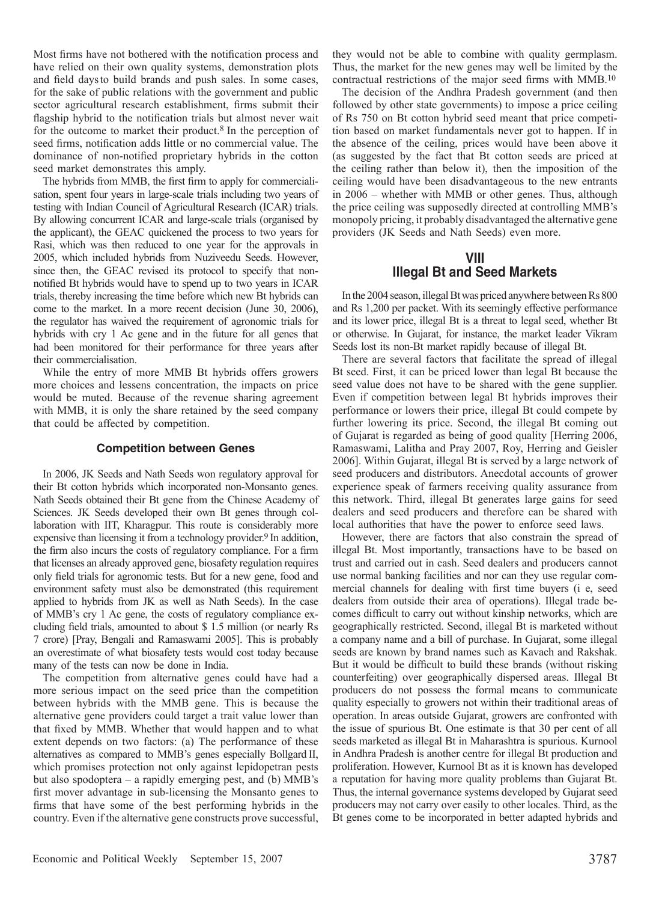Most firms have not bothered with the notification process and have relied on their own quality systems, demonstration plots and field days to build brands and push sales. In some cases, for the sake of public relations with the government and public sector agricultural research establishment, firms submit their flagship hybrid to the notification trials but almost never wait for the outcome to market their product.[8] In the perception of seed firms, notification adds little or no commercial value. The dominance of non-notified proprietary hybrids in the cotton seed market demonstrates this amply.

The hybrids from MMB, the first firm to apply for commercialisation, spent four years in large-scale trials including two years of testing with Indian Council of Agricultural Research (ICAR) trials. By allowing concurrent ICAR and large-scale trials (organised by the applicant), the GEAC quickened the process to two years for Rasi, which was then reduced to one year for the approvals in 2005, which included hybrids from Nuziveedu Seeds. However, since then, the GEAC revised its protocol to specify that non-notified Bt hybrids would have to spend up to two years in ICAR trials, thereby increasing the time before which new Bt hybrids can come to the market. In a more recent decision (June 30, 2006), the regulator has waived the requirement of agronomic trials for hybrids with cry 1 Ac gene and in the future for all genes that had been monitored for their performance for three years after their commercialisation.

While the entry of more MMB Bt hybrids offers growers more choices and lessens concentration, the impacts on price would be muted. Because of the revenue sharing agreement with MMB, it is only the share retained by the seed company that could be affected by competition.

### Competition between Genes

In 2006, JK Seeds and Nath Seeds won regulatory approval for their Bt cotton hybrids which incorporated non-Monsanto genes. Nath Seeds obtained their Bt gene from the Chinese Academy of Sciences. JK Seeds developed their own Bt genes through collaboration with IIT, Kharagpur. This route is considerably more expensive than licensing it from a technology provider.[9] In addition, the firm also incurs the costs of regulatory compliance. For a firm that licenses an already approved gene, biosafety regulation requires only field trials for agronomic tests. But for a new gene, food and environment safety must also be demonstrated (this requirement applied to hybrids from JK as well as Nath Seeds). In the case of MMB's cry 1 Ac gene, the costs of regulatory compliance excluding field trials, amounted to about \$ 1.5 million (or nearly Rs 7 crore) [Pray, Bengali and Ramaswami 2005]. This is probably an overestimate of what biosafety tests would cost today because many of the tests can now be done in India.

The competition from alternative genes could have had a more serious impact on the seed price than the competition between hybrids with the MMB gene. This is because the alternative gene providers could target a trait value lower than that fixed by MMB. Whether that would happen and to what extent depends on two factors: (a) The performance of these alternatives as compared to MMB's genes especially Bollgard II, which promises protection not only against lepidopetran pests but also spodoptera – a rapidly emerging pest, and (b) MMB's first mover advantage in sub-licensing the Monsanto genes to firms that have some of the best performing hybrids in the country. Even if the alternative gene constructs prove successful, they would not be able to combine with quality germplasm. Thus, the market for the new genes may well be limited by the contractual restrictions of the major seed firms with MMB.[10]

The decision of the Andhra Pradesh government (and then followed by other state governments) to impose a price ceiling of Rs 750 on Bt cotton hybrid seed meant that price competition based on market fundamentals never got to happen. If in the absence of the ceiling, prices would have been above it (as suggested by the fact that Bt cotton seeds are priced at the ceiling rather than below it), then the imposition of the ceiling would have been disadvantageous to the new entrants in 2006 – whether with MMB or other genes. Thus, although the price ceiling was supposedly directed at controlling MMB's monopoly pricing, it probably disadvantaged the alternative gene providers (JK Seeds and Nath Seeds) even more.

## VIII Illegal Bt and Seed Markets

In the 2004 season, illegal Bt was priced anywhere between Rs 800 and Rs 1,200 per packet. With its seemingly effective performance and its lower price, illegal Bt is a threat to legal seed, whether Bt or otherwise. In Gujarat, for instance, the market leader Vikram Seeds lost its non-Bt market rapidly because of illegal Bt.

There are several factors that facilitate the spread of illegal Bt seed. First, it can be priced lower than legal Bt because the seed value does not have to be shared with the gene supplier. Even if competition between legal Bt hybrids improves their performance or lowers their price, illegal Bt could compete by further lowering its price. Second, the illegal Bt coming out of Gujarat is regarded as being of good quality [Herring 2006, Ramaswami, Lalitha and Pray 2007, Roy, Herring and Geisler 2006]. Within Gujarat, illegal Bt is served by a large network of seed producers and distributors. Anecdotal accounts of grower experience speak of farmers receiving quality assurance from this network. Third, illegal Bt generates large gains for seed dealers and seed producers and therefore can be shared with local authorities that have the power to enforce seed laws.

However, there are factors that also constrain the spread of illegal Bt. Most importantly, transactions have to be based on trust and carried out in cash. Seed dealers and producers cannot use normal banking facilities and nor can they use regular commercial channels for dealing with first time buyers (i e, seed dealers from outside their area of operations). Illegal trade becomes difficult to carry out without kinship networks, which are geographically restricted. Second, illegal Bt is marketed without a company name and a bill of purchase. In Gujarat, some illegal seeds are known by brand names such as Kavach and Rakshak. But it would be difficult to build these brands (without risking counterfeiting) over geographically dispersed areas. Illegal Bt producers do not possess the formal means to communicate quality especially to growers not within their traditional areas of operation. In areas outside Gujarat, growers are confronted with the issue of spurious Bt. One estimate is that 30 per cent of all seeds marketed as illegal Bt in Maharashtra is spurious. Kurnool in Andhra Pradesh is another centre for illegal Bt production and proliferation. However, Kurnool Bt as it is known has developed a reputation for having more quality problems than Gujarat Bt. Thus, the internal governance systems developed by Gujarat seed producers may not carry over easily to other locales. Third, as the Bt genes come to be incorporated in better adapted hybrids and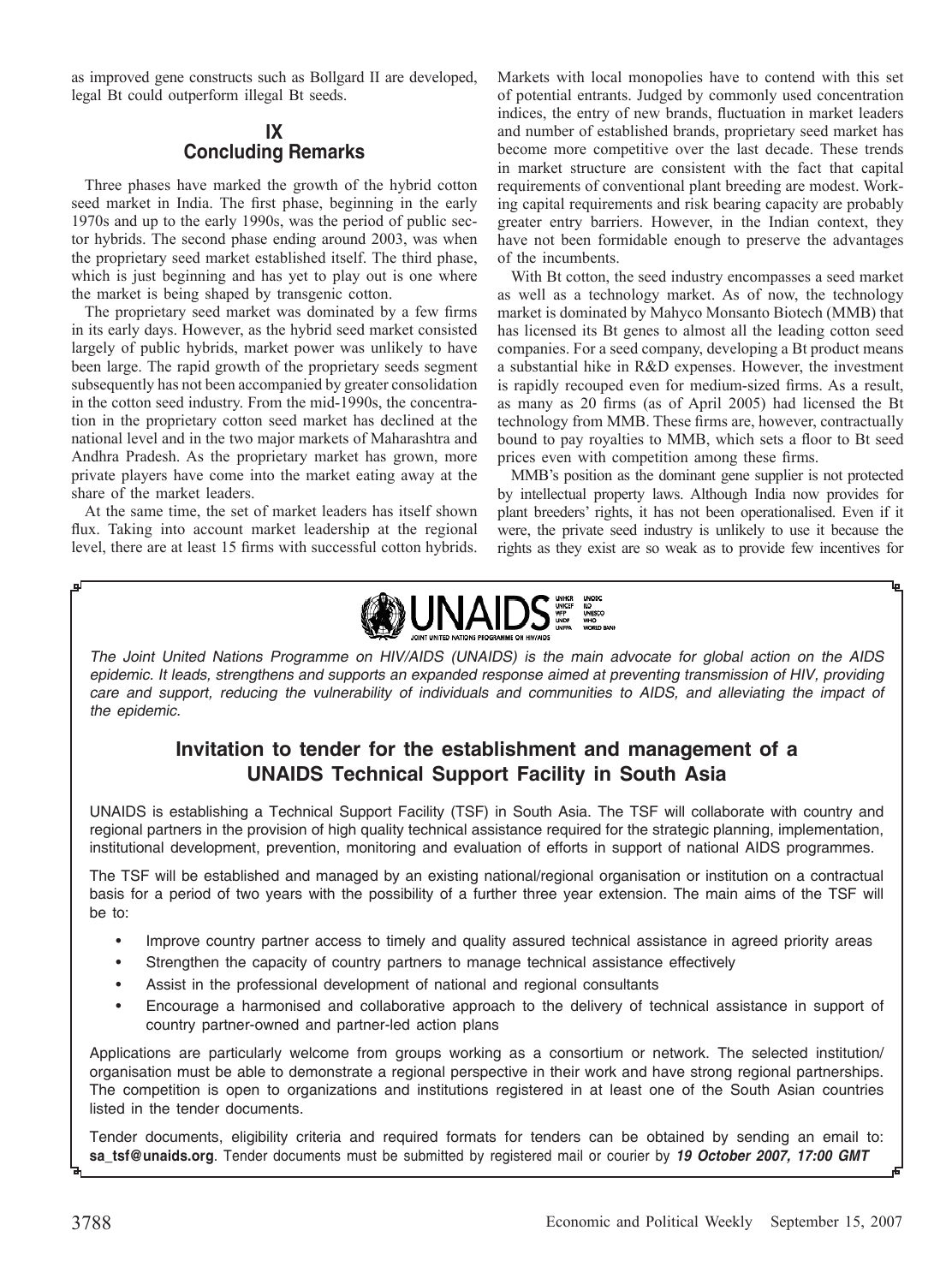as improved gene constructs such as Bollgard II are developed, legal Bt could outperform illegal Bt seeds.

## IX
## Concluding Remarks

Three phases have marked the growth of the hybrid cotton seed market in India. The first phase, beginning in the early 1970s and up to the early 1990s, was the period of public sector hybrids. The second phase ending around 2003, was when the proprietary seed market established itself. The third phase, which is just beginning and has yet to play out is one where the market is being shaped by transgenic cotton.

The proprietary seed market was dominated by a few firms in its early days. However, as the hybrid seed market consisted largely of public hybrids, market power was unlikely to have been large. The rapid growth of the proprietary seeds segment subsequently has not been accompanied by greater consolidation in the cotton seed industry. From the mid-1990s, the concentration in the proprietary cotton seed market has declined at the national level and in the two major markets of Maharashtra and Andhra Pradesh. As the proprietary market has grown, more private players have come into the market eating away at the share of the market leaders.

At the same time, the set of market leaders has itself shown flux. Taking into account market leadership at the regional level, there are at least 15 firms with successful cotton hybrids. Markets with local monopolies have to contend with this set of potential entrants. Judged by commonly used concentration indices, the entry of new brands, fluctuation in market leaders and number of established brands, proprietary seed market has become more competitive over the last decade. These trends in market structure are consistent with the fact that capital requirements of conventional plant breeding are modest. Working capital requirements and risk bearing capacity are probably greater entry barriers. However, in the Indian context, they have not been formidable enough to preserve the advantages of the incumbents.

With Bt cotton, the seed industry encompasses a seed market as well as a technology market. As of now, the technology market is dominated by Mahyco Monsanto Biotech (MMB) that has licensed its Bt genes to almost all the leading cotton seed companies. For a seed company, developing a Bt product means a substantial hike in R&D expenses. However, the investment is rapidly recouped even for medium-sized firms. As a result, as many as 20 firms (as of April 2005) had licensed the Bt technology from MMB. These firms are, however, contractually bound to pay royalties to MMB, which sets a floor to Bt seed prices even with competition among these firms.

MMB's position as the dominant gene supplier is not protected by intellectual property laws. Although India now provides for plant breeders' rights, it has not been operationalised. Even if it were, the private seed industry is unlikely to use it because the rights as they exist are so weak as to provide few incentives for

---

**UNAIDS**

UNHCR UNICEF WFP UNDP UNFPA UNODC ILO UNESCO WHO WORLD BANK

JOINT UNITED NATIONS PROGRAMME ON HIV/AIDS

*The Joint United Nations Programme on HIV/AIDS (UNAIDS) is the main advocate for global action on the AIDS epidemic. It leads, strengthens and supports an expanded response aimed at preventing transmission of HIV, providing care and support, reducing the vulnerability of individuals and communities to AIDS, and alleviating the impact of the epidemic.*

### Invitation to tender for the establishment and management of a UNAIDS Technical Support Facility in South Asia

UNAIDS is establishing a Technical Support Facility (TSF) in South Asia. The TSF will collaborate with country and regional partners in the provision of high quality technical assistance required for the strategic planning, implementation, institutional development, prevention, monitoring and evaluation of efforts in support of national AIDS programmes.

The TSF will be established and managed by an existing national/regional organisation or institution on a contractual basis for a period of two years with the possibility of a further three year extension. The main aims of the TSF will be to:

- Improve country partner access to timely and quality assured technical assistance in agreed priority areas
- Strengthen the capacity of country partners to manage technical assistance effectively
- Assist in the professional development of national and regional consultants
- Encourage a harmonised and collaborative approach to the delivery of technical assistance in support of country partner-owned and partner-led action plans

Applications are particularly welcome from groups working as a consortium or network. The selected institution/organisation must be able to demonstrate a regional perspective in their work and have strong regional partnerships. The competition is open to organizations and institutions registered in at least one of the South Asian countries listed in the tender documents.

Tender documents, eligibility criteria and required formats for tenders can be obtained by sending an email to: **sa_tsf@unaids.org**. Tender documents must be submitted by registered mail or courier by ***19 October 2007, 17:00 GMT***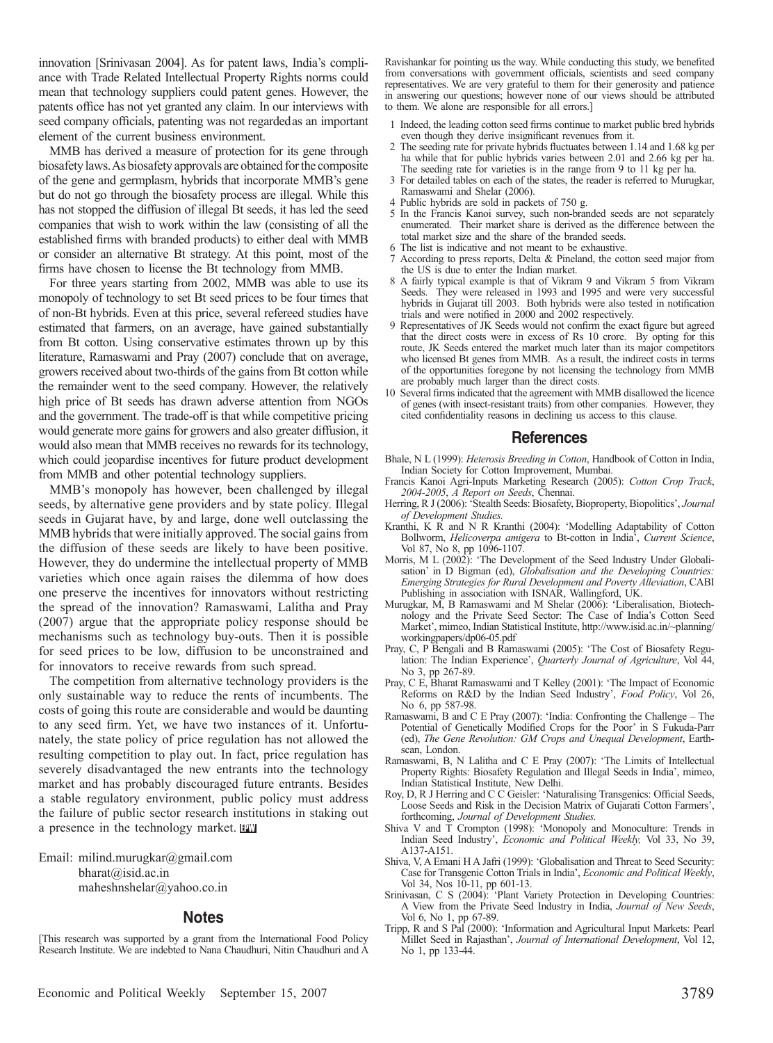innovation [Srinivasan 2004]. As for patent laws, India's compliance with Trade Related Intellectual Property Rights norms could mean that technology suppliers could patent genes. However, the patents office has not yet granted any claim. In our interviews with seed company officials, patenting was not regarded as an important element of the current business environment.

MMB has derived a measure of protection for its gene through biosafety laws. As biosafety approvals are obtained for the composite of the gene and germplasm, hybrids that incorporate MMB's gene but do not go through the biosafety process are illegal. While this has not stopped the diffusion of illegal Bt seeds, it has led the seed companies that wish to work within the law (consisting of all the established firms with branded products) to either deal with MMB or consider an alternative Bt strategy. At this point, most of the firms have chosen to license the Bt technology from MMB.

For three years starting from 2002, MMB was able to use its monopoly of technology to set Bt seed prices to be four times that of non-Bt hybrids. Even at this price, several refereed studies have estimated that farmers, on an average, have gained substantially from Bt cotton. Using conservative estimates thrown up by this literature, Ramaswami and Pray (2007) conclude that on average, growers received about two-thirds of the gains from Bt cotton while the remainder went to the seed company. However, the relatively high price of Bt seeds has drawn adverse attention from NGOs and the government. The trade-off is that while competitive pricing would generate more gains for growers and also greater diffusion, it would also mean that MMB receives no rewards for its technology, which could jeopardise incentives for future product development from MMB and other potential technology suppliers.

MMB's monopoly has however, been challenged by illegal seeds, by alternative gene providers and by state policy. Illegal seeds in Gujarat have, by and large, done well outclassing the MMB hybrids that were initially approved. The social gains from the diffusion of these seeds are likely to have been positive. However, they do undermine the intellectual property of MMB varieties which once again raises the dilemma of how does one preserve the incentives for innovators without restricting the spread of the innovation? Ramaswami, Lalitha and Pray (2007) argue that the appropriate policy response should be mechanisms such as technology buy-outs. Then it is possible for seed prices to be low, diffusion to be unconstrained and for innovators to receive rewards from such spread.

The competition from alternative technology providers is the only sustainable way to reduce the rents of incumbents. The costs of going this route are considerable and would be daunting to any seed firm. Yet, we have two instances of it. Unfortunately, the state policy of price regulation has not allowed the resulting competition to play out. In fact, price regulation has severely disadvantaged the new entrants into the technology market and has probably discouraged future entrants. Besides a stable regulatory environment, public policy must address the failure of public sector research institutions in staking out a presence in the technology market. EPW

Email: milind.murugkar@gmail.com
bharat@isid.ac.in
maheshnshelar@yahoo.co.in

## Notes

[This research was supported by a grant from the International Food Policy Research Institute. We are indebted to Nana Chaudhuri, Nitin Chaudhuri and A Ravishankar for pointing us the way. While conducting this study, we benefited from conversations with government officials, scientists and seed company representatives. We are very grateful to them for their generosity and patience in answering our questions; however none of our views should be attributed to them. We alone are responsible for all errors.]

1 Indeed, the leading cotton seed firms continue to market public bred hybrids even though they derive insignificant revenues from it.

2 The seeding rate for private hybrids fluctuates between 1.14 and 1.68 kg per ha while that for public hybrids varies between 2.01 and 2.66 kg per ha. The seeding rate for varieties is in the range from 9 to 11 kg per ha.

3 For detailed tables on each of the states, the reader is referred to Murugkar, Ramaswami and Shelar (2006).

4 Public hybrids are sold in packets of 750 g.

5 In the Francis Kanoi survey, such non-branded seeds are not separately enumerated. Their market share is derived as the difference between the total market size and the share of the branded seeds.

6 The list is indicative and not meant to be exhaustive.

7 According to press reports, Delta & Pineland, the cotton seed major from the US is due to enter the Indian market.

8 A fairly typical example is that of Vikram 9 and Vikram 5 from Vikram Seeds. They were released in 1993 and 1995 and were very successful hybrids in Gujarat till 2003. Both hybrids were also tested in notification trials and were notified in 2000 and 2002 respectively.

9 Representatives of JK Seeds would not confirm the exact figure but agreed that the direct costs were in excess of Rs 10 crore. By opting for this route, JK Seeds entered the market much later than its major competitors who licensed Bt genes from MMB. As a result, the indirect costs in terms of the opportunities foregone by not licensing the technology from MMB are probably much larger than the direct costs.

10 Several firms indicated that the agreement with MMB disallowed the licence of genes (with insect-resistant traits) from other companies. However, they cited confidentiality reasons in declining us access to this clause.

## References

Bhale, N L (1999): *Heterosis Breeding in Cotton*, Handbook of Cotton in India, Indian Society for Cotton Improvement, Mumbai.

Francis Kanoi Agri-Inputs Marketing Research (2005): *Cotton Crop Track, 2004-2005, A Report on Seeds*, Chennai.

Herring, R J (2006): 'Stealth Seeds: Biosafety, Bioproperty, Biopolitics', *Journal of Development Studies.*

Kranthi, K R and N R Kranthi (2004): 'Modelling Adaptability of Cotton Bollworm, *Helicoverpa amigera* to Bt-cotton in India', *Current Science*, Vol 87, No 8, pp 1096-1107.

Morris, M L (2002): 'The Development of the Seed Industry Under Globalisation' in D Bigman (ed), *Globalisation and the Developing Countries: Emerging Strategies for Rural Development and Poverty Alleviation*, CABI Publishing in association with ISNAR, Wallingford, UK.

Murugkar, M, B Ramaswami and M Shelar (2006): 'Liberalisation, Biotechnology and the Private Seed Sector: The Case of India's Cotton Seed Market', mimeo, Indian Statistical Institute, http://www.isid.ac.in/~planning/workingpapers/dp06-05.pdf

Pray, C, P Bengali and B Ramaswami (2005): 'The Cost of Biosafety Regulation: The Indian Experience', *Quarterly Journal of Agriculture*, Vol 44, No 3, pp 267-89.

Pray, C E, Bharat Ramaswami and T Kelley (2001): 'The Impact of Economic Reforms on R&D by the Indian Seed Industry', *Food Policy*, Vol 26, No 6, pp 587-98.

Ramaswami, B and C E Pray (2007): 'India: Confronting the Challenge – The Potential of Genetically Modified Crops for the Poor' in S Fukuda-Parr (ed), *The Gene Revolution: GM Crops and Unequal Development*, Earthscan, London.

Ramaswami, B, N Lalitha and C E Pray (2007): 'The Limits of Intellectual Property Rights: Biosafety Regulation and Illegal Seeds in India', mimeo, Indian Statistical Institute, New Delhi.

Roy, D, R J Herring and C C Geisler: 'Naturalising Transgenics: Official Seeds, Loose Seeds and Risk in the Decision Matrix of Gujarati Cotton Farmers', forthcoming, *Journal of Development Studies.*

Shiva V and T Crompton (1998): 'Monopoly and Monoculture: Trends in Indian Seed Industry', *Economic and Political Weekly,* Vol 33, No 39, A137-A151.

Shiva, V, A Emani H A Jafri (1999): 'Globalisation and Threat to Seed Security: Case for Transgenic Cotton Trials in India', *Economic and Political Weekly*, Vol 34, Nos 10-11, pp 601-13.

Srinivasan, C S (2004): 'Plant Variety Protection in Developing Countries: A View from the Private Seed Industry in India, *Journal of New Seeds*, Vol 6, No 1, pp 67-89.

Tripp, R and S Pal (2000): 'Information and Agricultural Input Markets: Pearl Millet Seed in Rajasthan', *Journal of International Development*, Vol 12, No 1, pp 133-44.